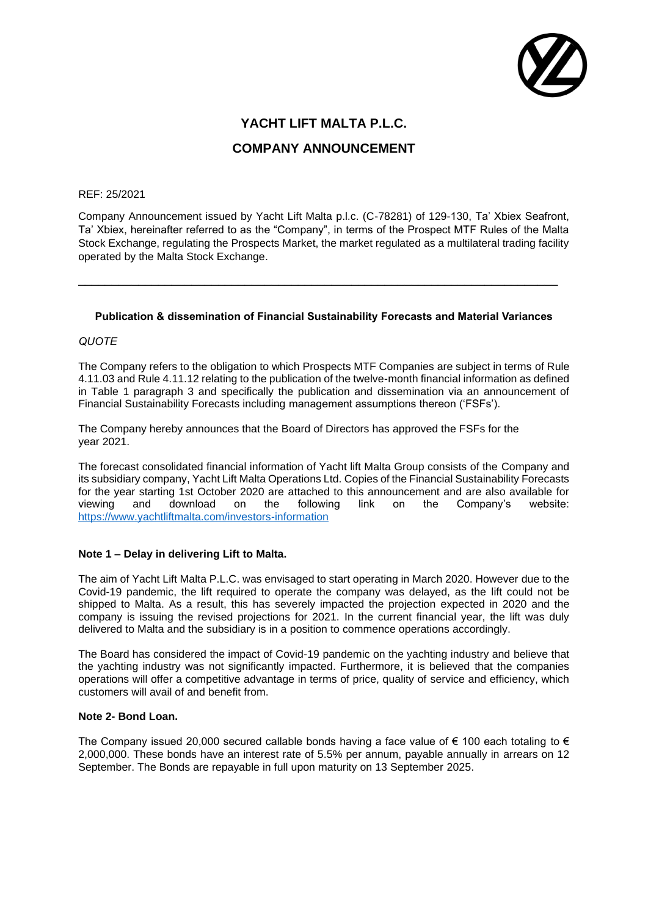# YACHT LIFT MALTA P.L.C.

## COMPANY ANNOUNCEMENT

REF: 25/2021

Company Announcement issued by Yacht Lift Malta p.l.c. (C-78281) of 129-130, Ta' Xbiex Seafront, Ta' Xbiex, hereinafter referred to as the "Company", in terms of the Prospect MTF Rules of the Malta Stock Exchange, regulating the Prospects Market, the market regulated as a multilateral trading facility operated by the Malta Stock Exchange.

---

**Publication & dissemination of Financial Sustainability Forecasts and Material Variances**

*QUOTE*

The Company refers to the obligation to which Prospects MTF Companies are subject in terms of Rule 4.11.03 and Rule 4.11.12 relating to the publication of the twelve-month financial information as defined in Table 1 paragraph 3 and specifically the publication and dissemination via an announcement of Financial Sustainability Forecasts including management assumptions thereon ('FSFs').

The Company hereby announces that the Board of Directors has approved the FSFs for the year 2021.

The forecast consolidated financial information of Yacht lift Malta Group consists of the Company and its subsidiary company, Yacht Lift Malta Operations Ltd. Copies of the Financial Sustainability Forecasts for the year starting 1st October 2020 are attached to this announcement and are also available for viewing and download on the following link on the Company's website: https://www.yachtliftmalta.com/investors-information

**Note 1 – Delay in delivering Lift to Malta.**

The aim of Yacht Lift Malta P.L.C. was envisaged to start operating in March 2020. However due to the Covid-19 pandemic, the lift required to operate the company was delayed, as the lift could not be shipped to Malta. As a result, this has severely impacted the projection expected in 2020 and the company is issuing the revised projections for 2021. In the current financial year, the lift was duly delivered to Malta and the subsidiary is in a position to commence operations accordingly.

The Board has considered the impact of Covid-19 pandemic on the yachting industry and believe that the yachting industry was not significantly impacted. Furthermore, it is believed that the companies operations will offer a competitive advantage in terms of price, quality of service and efficiency, which customers will avail of and benefit from.

**Note 2- Bond Loan.**

The Company issued 20,000 secured callable bonds having a face value of € 100 each totaling to € 2,000,000. These bonds have an interest rate of 5.5% per annum, payable annually in arrears on 12 September. The Bonds are repayable in full upon maturity on 13 September 2025.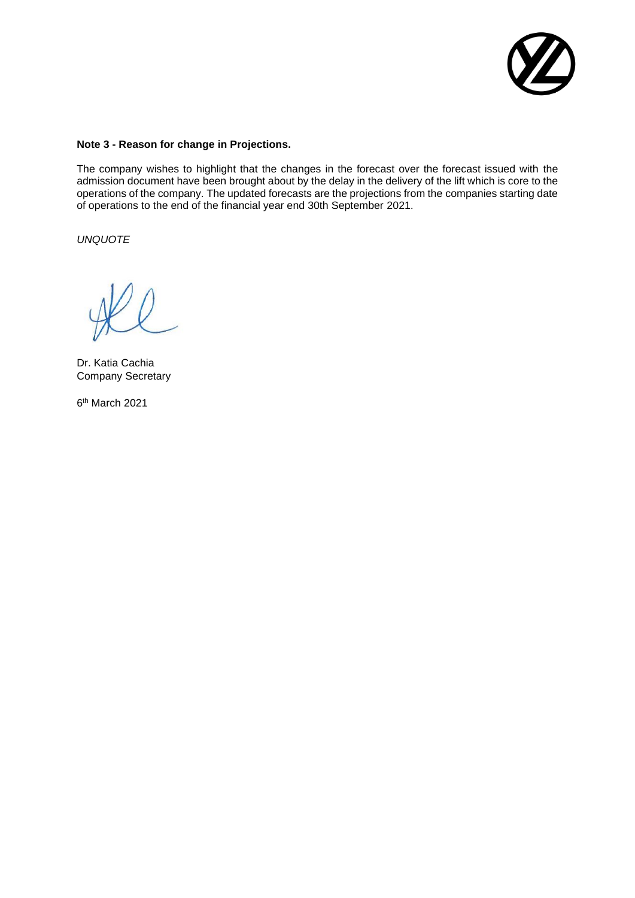**Note 3 - Reason for change in Projections.**

The company wishes to highlight that the changes in the forecast over the forecast issued with the admission document have been brought about by the delay in the delivery of the lift which is core to the operations of the company. The updated forecasts are the projections from the companies starting date of operations to the end of the financial year end 30th September 2021.

*UNQUOTE*

Dr. Katia Cachia
Company Secretary

6th March 2021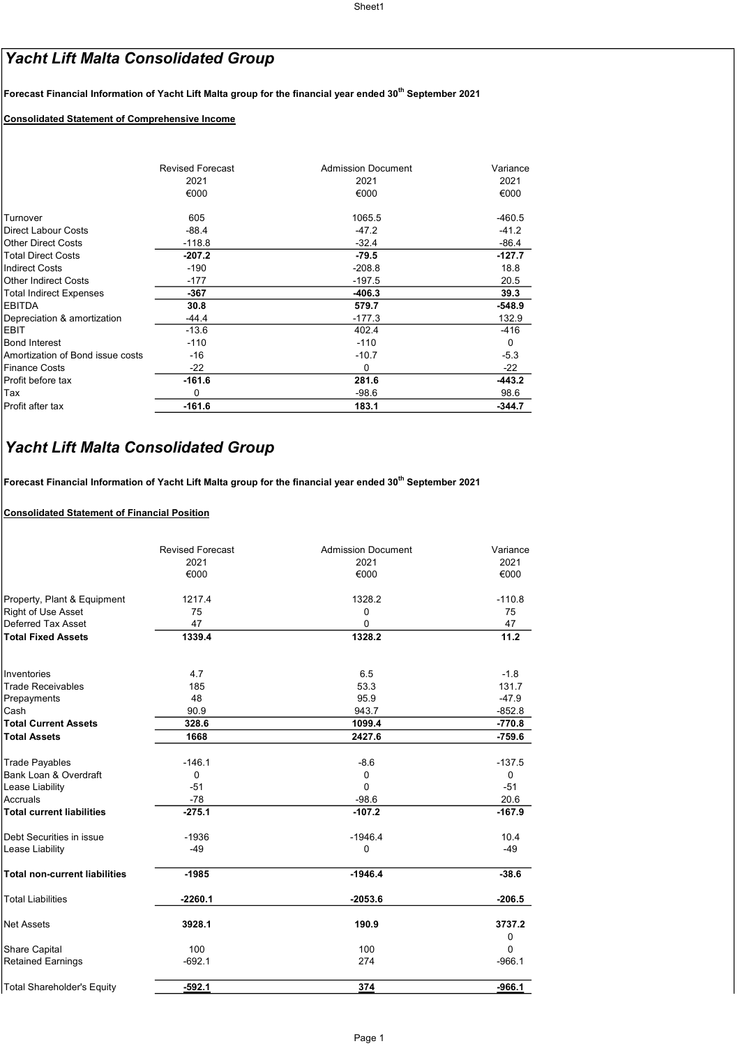# *Yacht Lift Malta Consolidated Group*

**Forecast Financial Information of Yacht Lift Malta group for the financial year ended 30th September 2021**

**Consolidated Statement of Comprehensive Income**

| | Revised Forecast 2021 €000 | Admission Document 2021 €000 | Variance 2021 €000 |
|---|---|---|---|
| Turnover | 605 | 1065.5 | -460.5 |
| Direct Labour Costs | -88.4 | -47.2 | -41.2 |
| Other Direct Costs | -118.8 | -32.4 | -86.4 |
| Total Direct Costs | **-207.2** | **-79.5** | **-127.7** |
| Indirect Costs | -190 | -208.8 | 18.8 |
| Other Indirect Costs | -177 | -197.5 | 20.5 |
| Total Indirect Expenses | **-367** | **-406.3** | **39.3** |
| EBITDA | **30.8** | **579.7** | **-548.9** |
| Depreciation & amortization | -44.4 | -177.3 | 132.9 |
| EBIT | -13.6 | 402.4 | -416 |
| Bond Interest | -110 | -110 | 0 |
| Amortization of Bond issue costs | -16 | -10.7 | -5.3 |
| Finance Costs | -22 | 0 | -22 |
| Profit before tax | **-161.6** | **281.6** | **-443.2** |
| Tax | 0 | -98.6 | 98.6 |
| Profit after tax | **-161.6** | **183.1** | **-344.7** |

# *Yacht Lift Malta Consolidated Group*

**Forecast Financial Information of Yacht Lift Malta group for the financial year ended 30th September 2021**

**Consolidated Statement of Financial Position**

| | Revised Forecast 2021 €000 | Admission Document 2021 €000 | Variance 2021 €000 |
|---|---|---|---|
| Property, Plant & Equipment | 1217.4 | 1328.2 | -110.8 |
| Right of Use Asset | 75 | 0 | 75 |
| Deferred Tax Asset | 47 | 0 | 47 |
| **Total Fixed Assets** | **1339.4** | **1328.2** | **11.2** |
| Inventories | 4.7 | 6.5 | -1.8 |
| Trade Receivables | 185 | 53.3 | 131.7 |
| Prepayments | 48 | 95.9 | -47.9 |
| Cash | 90.9 | 943.7 | -852.8 |
| **Total Current Assets** | **328.6** | **1099.4** | **-770.8** |
| **Total Assets** | **1668** | **2427.6** | **-759.6** |
| Trade Payables | -146.1 | -8.6 | -137.5 |
| Bank Loan & Overdraft | 0 | 0 | 0 |
| Lease Liability | -51 | 0 | -51 |
| Accruals | -78 | -98.6 | 20.6 |
| **Total current liabilities** | **-275.1** | **-107.2** | **-167.9** |
| Debt Securities in issue | -1936 | -1946.4 | 10.4 |
| Lease Liability | -49 | 0 | -49 |
| **Total non-current liabilities** | **-1985** | **-1946.4** | **-38.6** |
| Total Liabilities | **-2260.1** | **-2053.6** | **-206.5** |
| Net Assets | **3928.1** | **190.9** | **3737.2** |
| | | | 0 |
| Share Capital | 100 | 100 | 0 |
| Retained Earnings | -692.1 | 274 | -966.1 |
| Total Shareholder's Equity | **-592.1** | **374** | **-966.1** |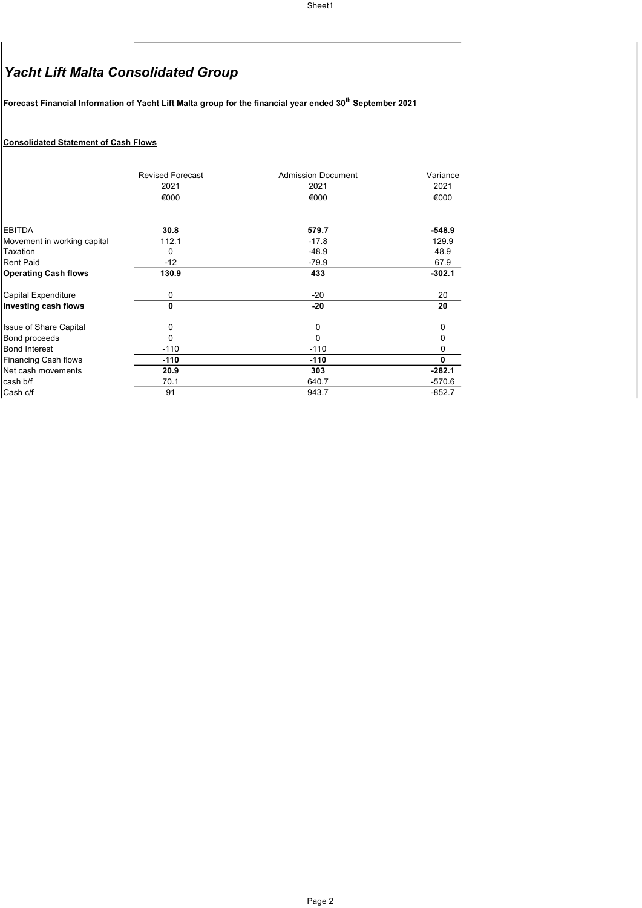# *Yacht Lift Malta Consolidated Group*

**Forecast Financial Information of Yacht Lift Malta group for the financial year ended 30th September 2021**

**Consolidated Statement of Cash Flows**

| | Revised Forecast | Admission Document | Variance |
|---|---|---|---|
| | 2021 | 2021 | 2021 |
| | €000 | €000 | €000 |
| EBITDA | **30.8** | **579.7** | **-548.9** |
| Movement in working capital | 112.1 | -17.8 | 129.9 |
| Taxation | 0 | -48.9 | 48.9 |
| Rent Paid | -12 | -79.9 | 67.9 |
| **Operating Cash flows** | **130.9** | **433** | **-302.1** |
| Capital Expenditure | 0 | -20 | 20 |
| **Investing cash flows** | **0** | **-20** | **20** |
| Issue of Share Capital | 0 | 0 | 0 |
| Bond proceeds | 0 | 0 | 0 |
| Bond Interest | -110 | -110 | 0 |
| Financing Cash flows | **-110** | **-110** | **0** |
| Net cash movements | **20.9** | **303** | **-282.1** |
| cash b/f | 70.1 | 640.7 | -570.6 |
| Cash c/f | 91 | 943.7 | -852.7 |